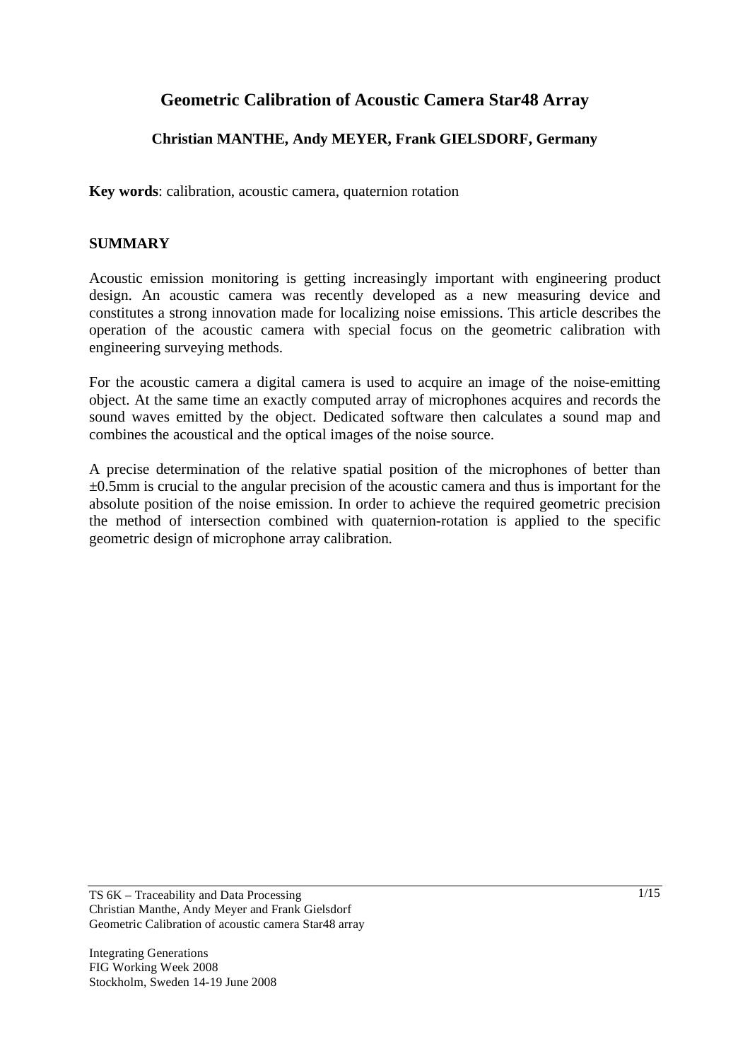# Geometric Calibration of Acoustic Camera Star48 Array

**Christian MANTHE, Andy MEYER, Frank GIELSDORF, Germany**

**Key words**: calibration, acoustic camera, quaternion rotation

## SUMMARY

Acoustic emission monitoring is getting increasingly important with engineering product design. An acoustic camera was recently developed as a new measuring device and constitutes a strong innovation made for localizing noise emissions. This article describes the operation of the acoustic camera with special focus on the geometric calibration with engineering surveying methods.

For the acoustic camera a digital camera is used to acquire an image of the noise-emitting object. At the same time an exactly computed array of microphones acquires and records the sound waves emitted by the object. Dedicated software then calculates a sound map and combines the acoustical and the optical images of the noise source.

A precise determination of the relative spatial position of the microphones of better than ±0.5mm is crucial to the angular precision of the acoustic camera and thus is important for the absolute position of the noise emission. In order to achieve the required geometric precision the method of intersection combined with quaternion-rotation is applied to the specific geometric design of microphone array calibration.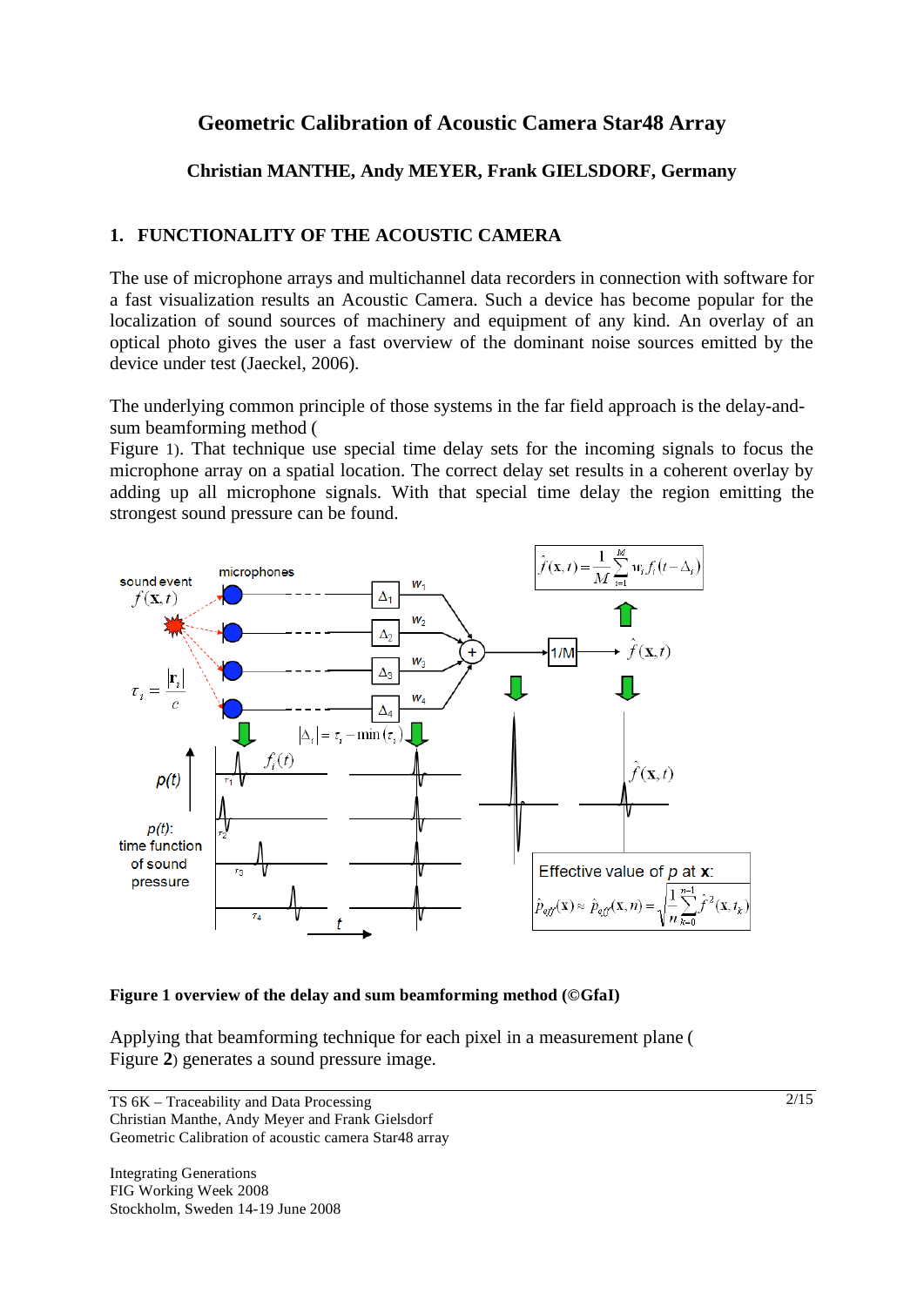# Geometric Calibration of Acoustic Camera Star48 Array

**Christian MANTHE, Andy MEYER, Frank GIELSDORF, Germany**

## 1. FUNCTIONALITY OF THE ACOUSTIC CAMERA

The use of microphone arrays and multichannel data recorders in connection with software for a fast visualization results an Acoustic Camera. Such a device has become popular for the localization of sound sources of machinery and equipment of any kind. An overlay of an optical photo gives the user a fast overview of the dominant noise sources emitted by the device under test (Jaeckel, 2006).

The underlying common principle of those systems in the far field approach is the delay-and-sum beamforming method (
Figure 1). That technique use special time delay sets for the incoming signals to focus the microphone array on a spatial location. The correct delay set results in a coherent overlay by adding up all microphone signals. With that special time delay the region emitting the strongest sound pressure can be found.

**Figure 1 overview of the delay and sum beamforming method (©GfaI)**

Applying that beamforming technique for each pixel in a measurement plane (
Figure **2**) generates a sound pressure image.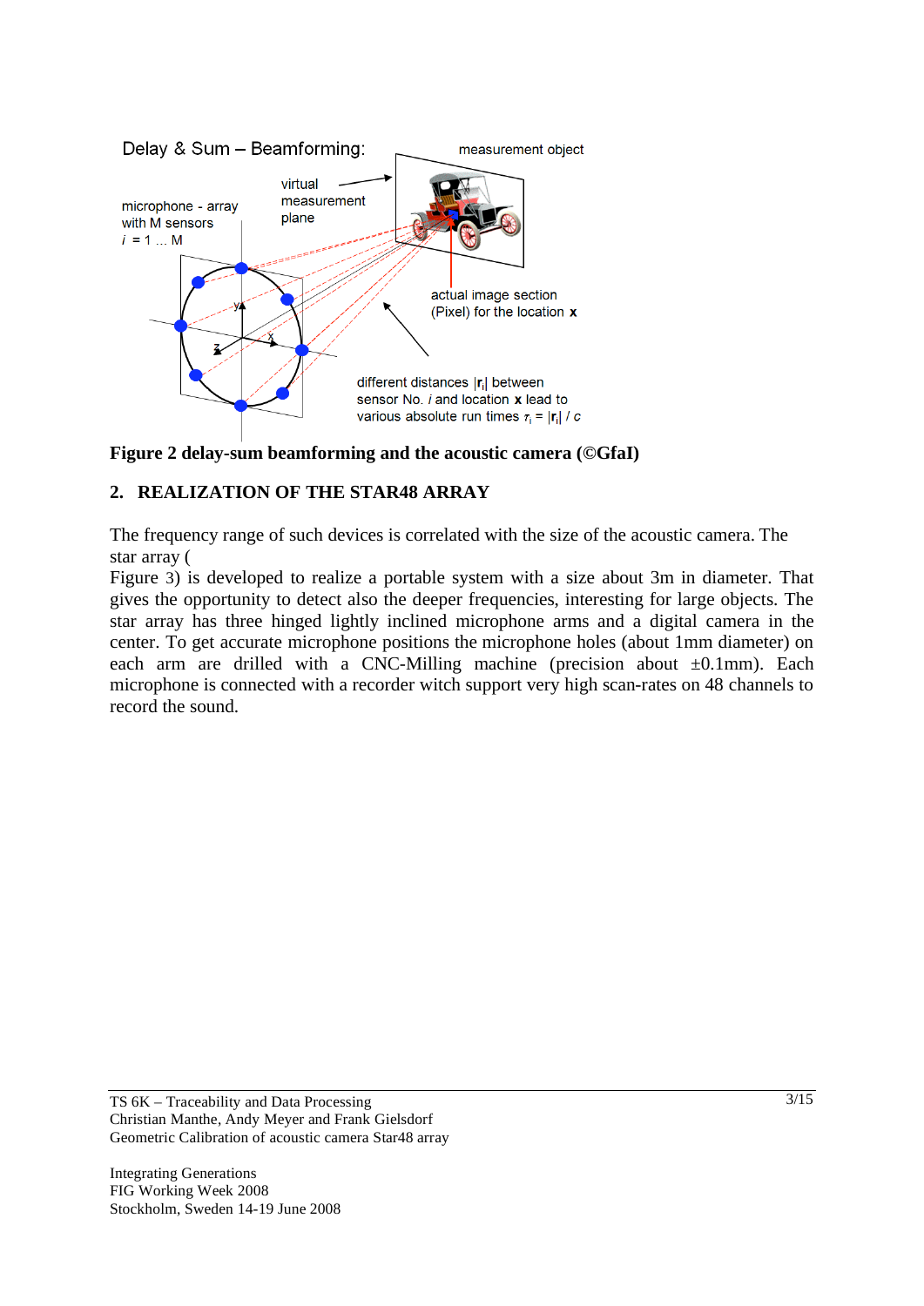**Figure 2 delay-sum beamforming and the acoustic camera (©GfaI)**

## 2. REALIZATION OF THE STAR48 ARRAY

The frequency range of such devices is correlated with the size of the acoustic camera. The star array (
Figure 3) is developed to realize a portable system with a size about 3m in diameter. That gives the opportunity to detect also the deeper frequencies, interesting for large objects. The star array has three hinged lightly inclined microphone arms and a digital camera in the center. To get accurate microphone positions the microphone holes (about 1mm diameter) on each arm are drilled with a CNC-Milling machine (precision about ±0.1mm). Each microphone is connected with a recorder witch support very high scan-rates on 48 channels to record the sound.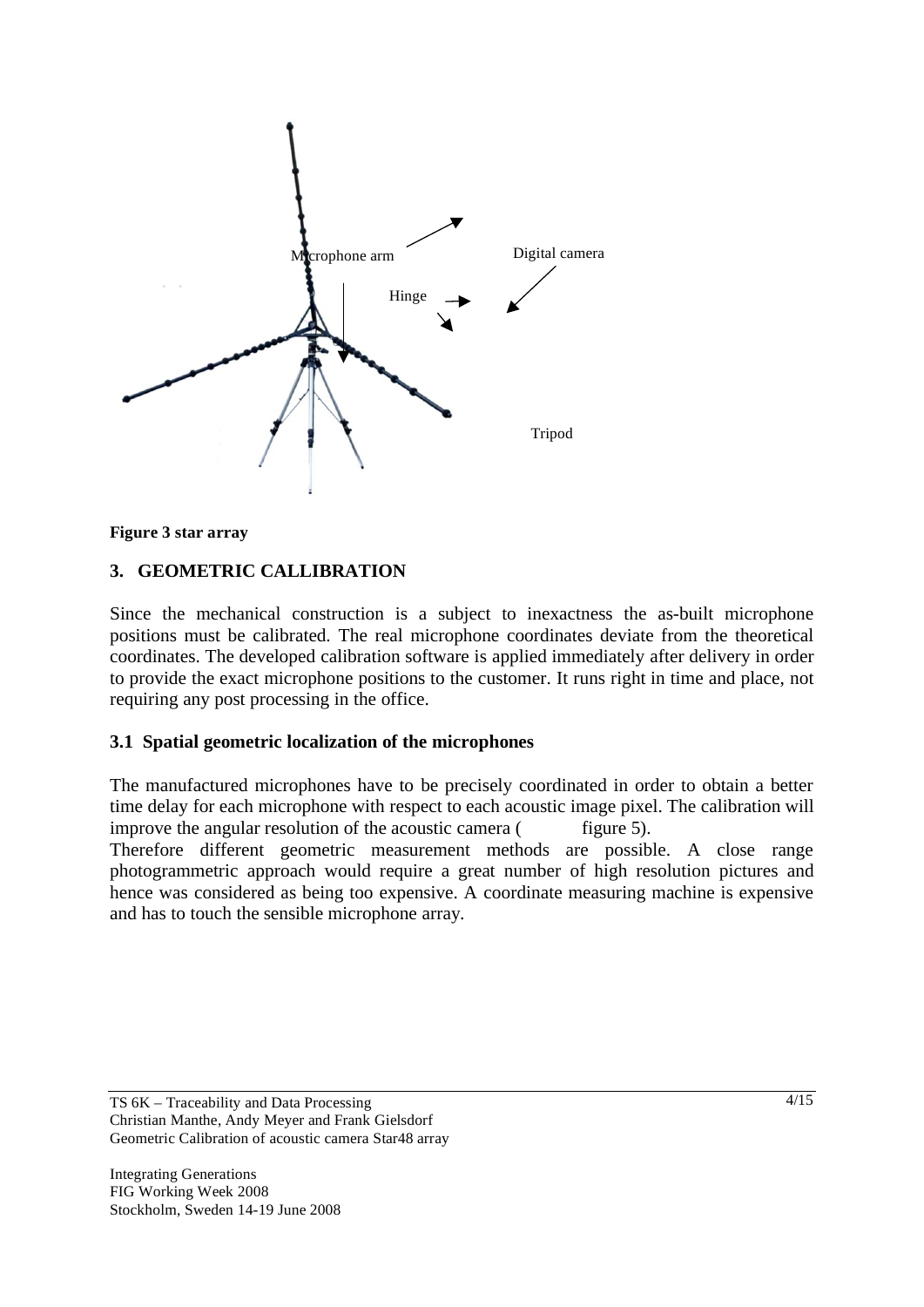Microphone arm

Digital camera

Hinge

Tripod

**Figure 3 star array**

## 3. GEOMETRIC CALLIBRATION

Since the mechanical construction is a subject to inexactness the as-built microphone positions must be calibrated. The real microphone coordinates deviate from the theoretical coordinates. The developed calibration software is applied immediately after delivery in order to provide the exact microphone positions to the customer. It runs right in time and place, not requiring any post processing in the office.

### 3.1 Spatial geometric localization of the microphones

The manufactured microphones have to be precisely coordinated in order to obtain a better time delay for each microphone with respect to each acoustic image pixel. The calibration will improve the angular resolution of the acoustic camera ( figure 5).

Therefore different geometric measurement methods are possible. A close range photogrammetric approach would require a great number of high resolution pictures and hence was considered as being too expensive. A coordinate measuring machine is expensive and has to touch the sensible microphone array.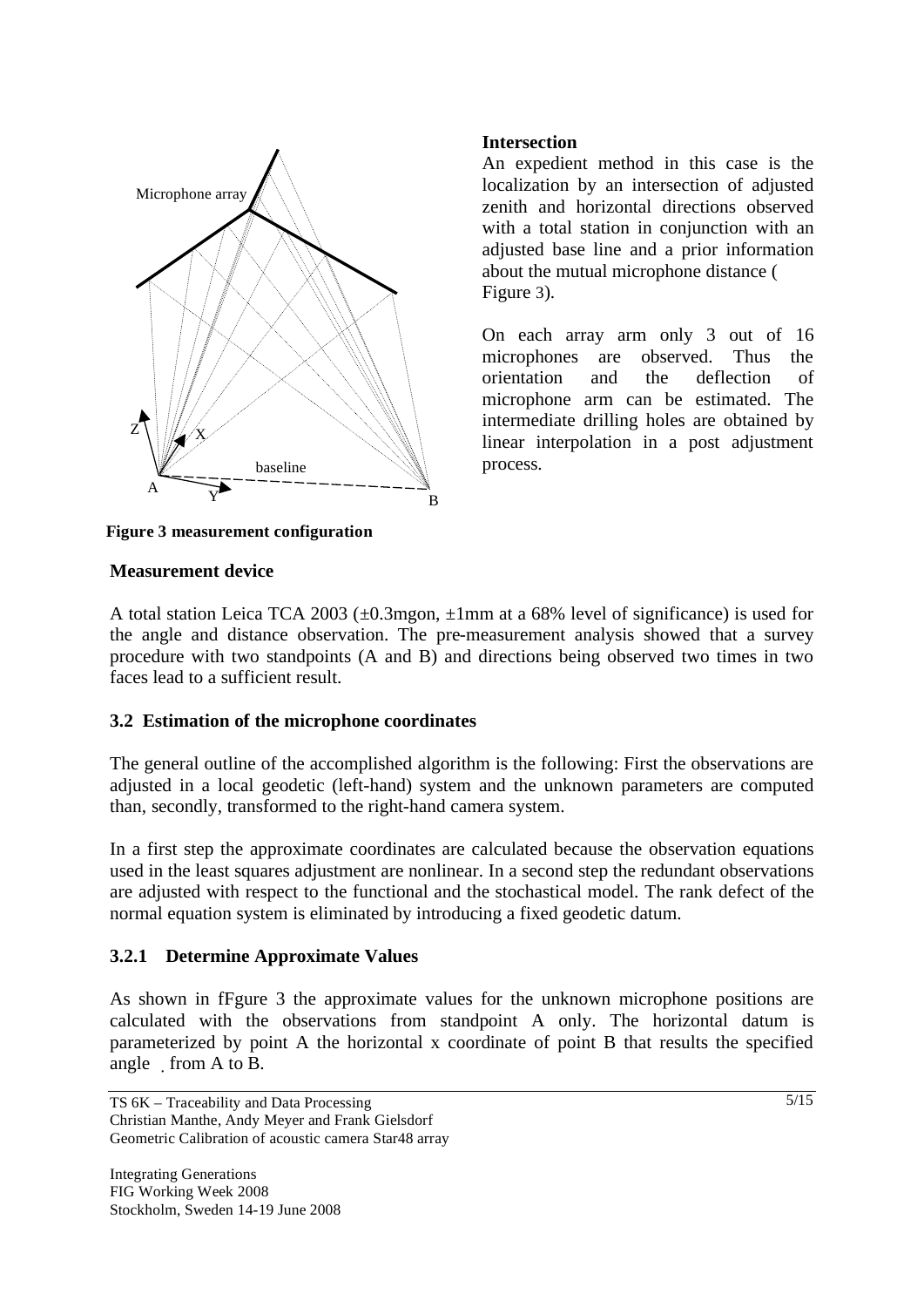**Intersection**

An expedient method in this case is the localization by an intersection of adjusted zenith and horizontal directions observed with a total station in conjunction with an adjusted base line and a prior information about the mutual microphone distance ( Figure 3).

On each array arm only 3 out of 16 microphones are observed. Thus the orientation and the deflection of microphone arm can be estimated. The intermediate drilling holes are obtained by linear interpolation in a post adjustment process.

**Figure 3 measurement configuration**

**Measurement device**

A total station Leica TCA 2003 (±0.3mgon, ±1mm at a 68% level of significance) is used for the angle and distance observation. The pre-measurement analysis showed that a survey procedure with two standpoints (A and B) and directions being observed two times in two faces lead to a sufficient result.

### 3.2 Estimation of the microphone coordinates

The general outline of the accomplished algorithm is the following: First the observations are adjusted in a local geodetic (left-hand) system and the unknown parameters are computed than, secondly, transformed to the right-hand camera system.

In a first step the approximate coordinates are calculated because the observation equations used in the least squares adjustment are nonlinear. In a second step the redundant observations are adjusted with respect to the functional and the stochastical model. The rank defect of the normal equation system is eliminated by introducing a fixed geodetic datum.

#### 3.2.1 Determine Approximate Values

As shown in fFgure 3 the approximate values for the unknown microphone positions are calculated with the observations from standpoint A only. The horizontal datum is parameterized by point A the horizontal x coordinate of point B that results the specified angle from A to B.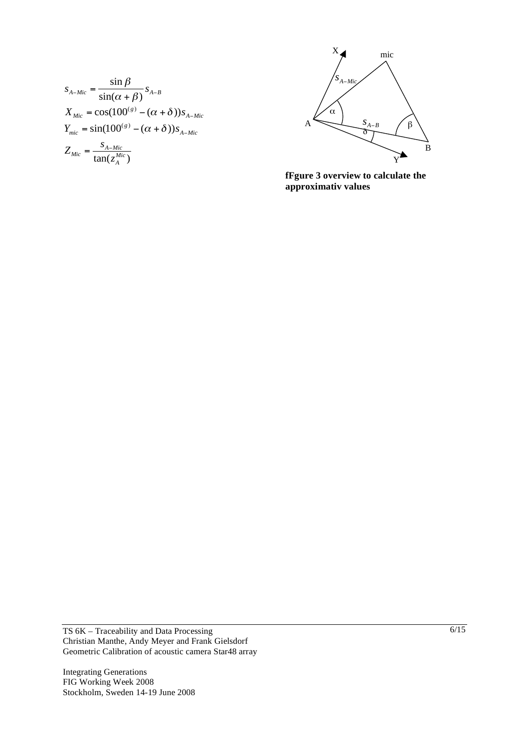$$s_{A-Mic} = \frac{\sin\beta}{\sin(\alpha+\beta)} s_{A-B}$$

$$X_{Mic} = \cos(100^{(g)} - (\alpha+\delta)) s_{A-Mic}$$

$$Y_{mic} = \sin(100^{(g)} - (\alpha+\delta)) s_{A-Mic}$$

$$Z_{Mic} = \frac{s_{A-Mic}}{\tan(z_A^{Mic})}$$

**fFgure 3 overview to calculate the approximativ values**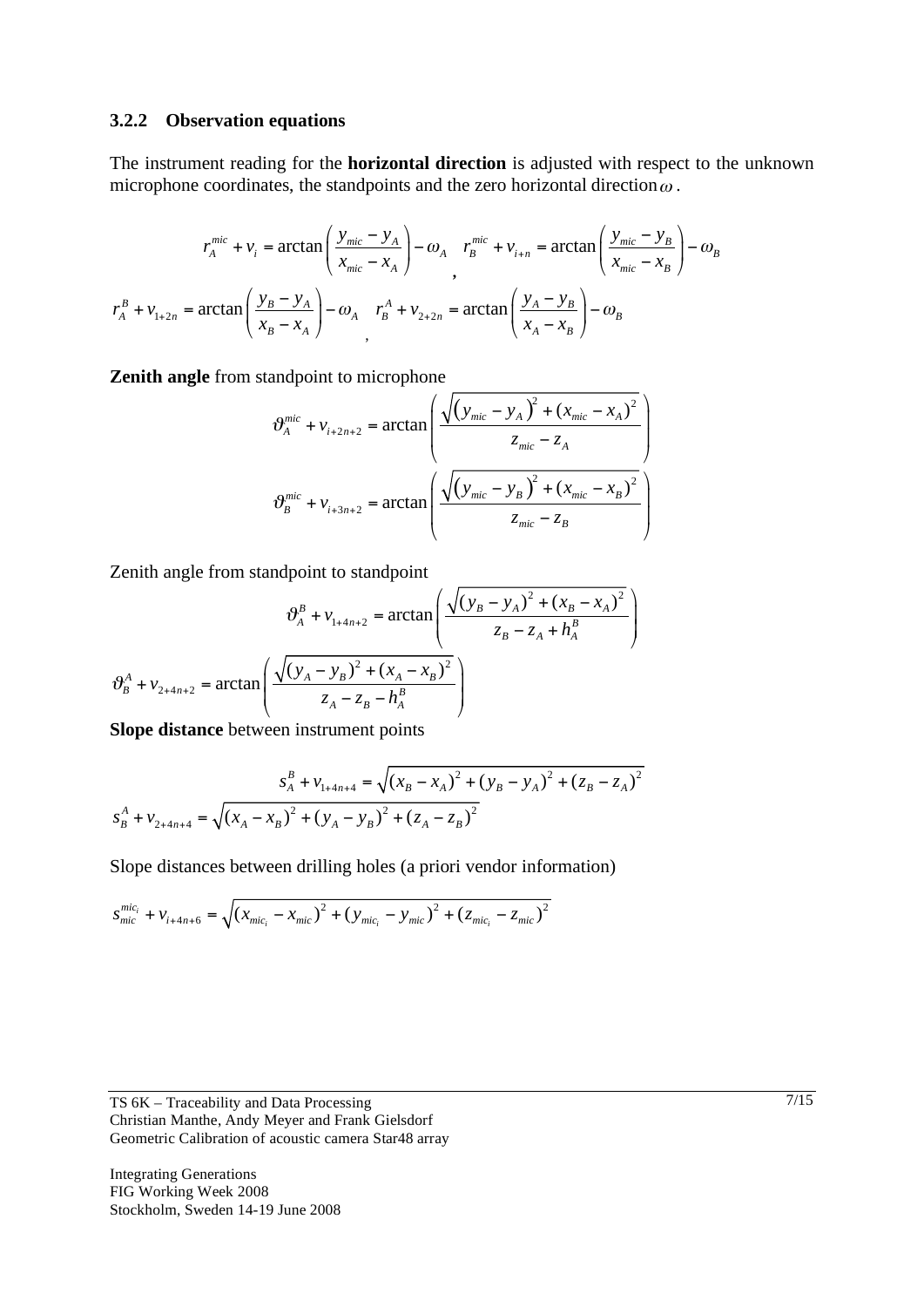### 3.2.2 Observation equations

The instrument reading for the **horizontal direction** is adjusted with respect to the unknown microphone coordinates, the standpoints and the zero horizontal direction $\omega$.

$$r_A^{mic} + v_i = \arctan\left(\frac{y_{mic} - y_A}{x_{mic} - x_A}\right) - \omega_A \quad , \quad r_B^{mic} + v_{i+n} = \arctan\left(\frac{y_{mic} - y_B}{x_{mic} - x_B}\right) - \omega_B$$

$$r_A^B + v_{1+2n} = \arctan\left(\frac{y_B - y_A}{x_B - x_A}\right) - \omega_A \quad , \quad r_B^A + v_{2+2n} = \arctan\left(\frac{y_A - y_B}{x_A - x_B}\right) - \omega_B$$

**Zenith angle** from standpoint to microphone

$$\vartheta_A^{mic} + v_{i+2n+2} = \arctan\left(\frac{\sqrt{(y_{mic} - y_A)^2 + (x_{mic} - x_A)^2}}{z_{mic} - z_A}\right)$$

$$\vartheta_B^{mic} + v_{i+3n+2} = \arctan\left(\frac{\sqrt{(y_{mic} - y_B)^2 + (x_{mic} - x_B)^2}}{z_{mic} - z_B}\right)$$

Zenith angle from standpoint to standpoint

$$\vartheta_A^B + v_{1+4n+2} = \arctan\left(\frac{\sqrt{(y_B - y_A)^2 + (x_B - x_A)^2}}{z_B - z_A + h_A^B}\right)$$

$$\vartheta_B^A + v_{2+4n+2} = \arctan\left(\frac{\sqrt{(y_A - y_B)^2 + (x_A - x_B)^2}}{z_A - z_B - h_A^B}\right)$$

**Slope distance** between instrument points

$$s_A^B + v_{1+4n+4} = \sqrt{(x_B - x_A)^2 + (y_B - y_A)^2 + (z_B - z_A)^2}$$

$$s_B^A + v_{2+4n+4} = \sqrt{(x_A - x_B)^2 + (y_A - y_B)^2 + (z_A - z_B)^2}$$

Slope distances between drilling holes (a priori vendor information)

$$s_{mic}^{mic_i} + v_{i+4n+6} = \sqrt{(x_{mic_i} - x_{mic})^2 + (y_{mic_i} - y_{mic})^2 + (z_{mic_i} - z_{mic})^2}$$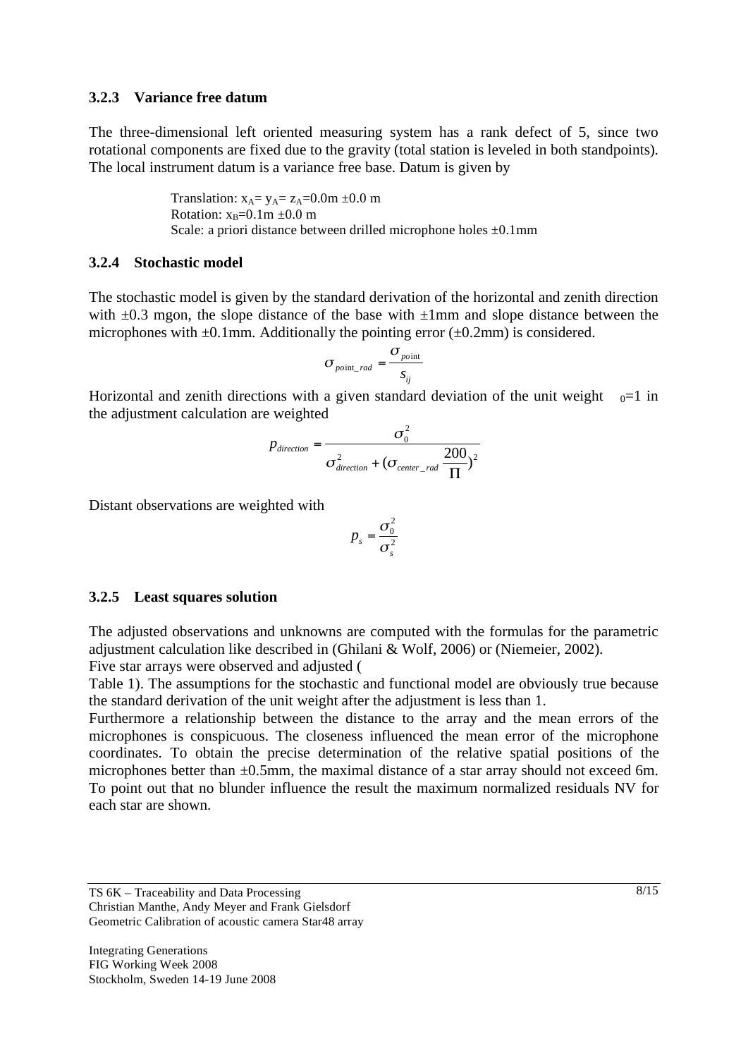### 3.2.3 Variance free datum

The three-dimensional left oriented measuring system has a rank defect of 5, since two rotational components are fixed due to the gravity (total station is leveled in both standpoints). The local instrument datum is a variance free base. Datum is given by

Translation: $x_A = y_A = z_A = 0.0\text{m} \pm 0.0$ m
Rotation: $x_B = 0.1\text{m} \pm 0.0$ m
Scale: a priori distance between drilled microphone holes ±0.1mm

### 3.2.4 Stochastic model

The stochastic model is given by the standard derivation of the horizontal and zenith direction with ±0.3 mgon, the slope distance of the base with ±1mm and slope distance between the microphones with ±0.1mm. Additionally the pointing error (±0.2mm) is considered.

$$\sigma_{point\_rad} = \frac{\sigma_{point}}{s_{ij}}$$

Horizontal and zenith directions with a given standard deviation of the unit weight $\sigma_0=1$ in the adjustment calculation are weighted

$$p_{direction} = \frac{\sigma_0^2}{\sigma_{direction}^2 + (\sigma_{center\_rad}\frac{200}{\Pi})^2}$$

Distant observations are weighted with

$$p_s = \frac{\sigma_0^2}{\sigma_s^2}$$

### 3.2.5 Least squares solution

The adjusted observations and unknowns are computed with the formulas for the parametric adjustment calculation like described in (Ghilani & Wolf, 2006) or (Niemeier, 2002).
Five star arrays were observed and adjusted (
Table 1). The assumptions for the stochastic and functional model are obviously true because the standard derivation of the unit weight after the adjustment is less than 1.
Furthermore a relationship between the distance to the array and the mean errors of the microphones is conspicuous. The closeness influenced the mean error of the microphone coordinates. To obtain the precise determination of the relative spatial positions of the microphones better than ±0.5mm, the maximal distance of a star array should not exceed 6m. To point out that no blunder influence the result the maximum normalized residuals NV for each star are shown.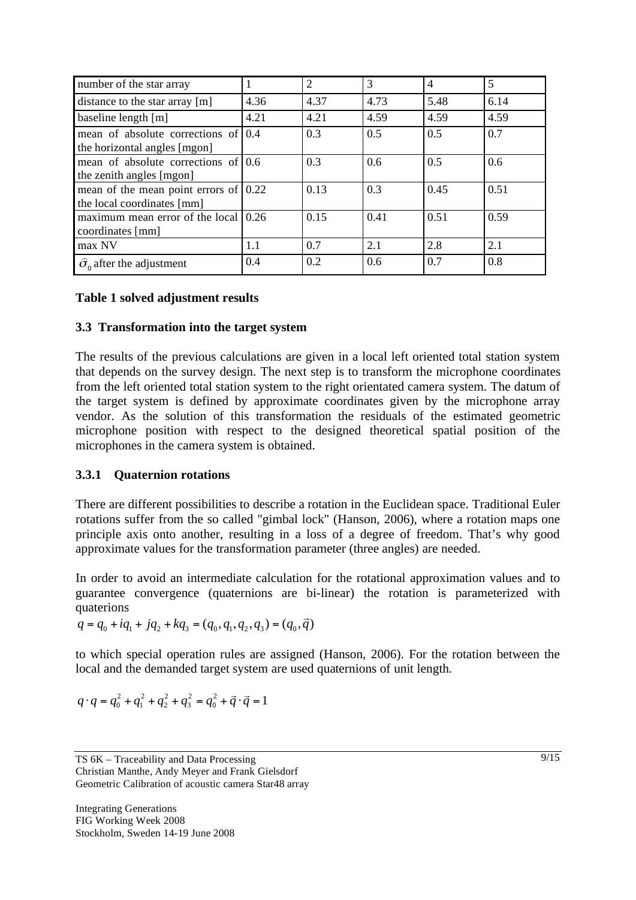| number of the star array | 1 | 2 | 3 | 4 | 5 |
|---|---|---|---|---|---|
| distance to the star array [m] | 4.36 | 4.37 | 4.73 | 5.48 | 6.14 |
| baseline length [m] | 4.21 | 4.21 | 4.59 | 4.59 | 4.59 |
| mean of absolute corrections of the horizontal angles [mgon] | 0.4 | 0.3 | 0.5 | 0.5 | 0.7 |
| mean of absolute corrections of the zenith angles [mgon] | 0.6 | 0.3 | 0.6 | 0.5 | 0.6 |
| mean of the mean point errors of the local coordinates [mm] | 0.22 | 0.13 | 0.3 | 0.45 | 0.51 |
| maximum mean error of the local coordinates [mm] | 0.26 | 0.15 | 0.41 | 0.51 | 0.59 |
| max NV | 1.1 | 0.7 | 2.1 | 2.8 | 2.1 |
| $\hat{\sigma}_0$ after the adjustment | 0.4 | 0.2 | 0.6 | 0.7 | 0.8 |

**Table 1 solved adjustment results**

### 3.3 Transformation into the target system

The results of the previous calculations are given in a local left oriented total station system that depends on the survey design. The next step is to transform the microphone coordinates from the left oriented total station system to the right orientated camera system. The datum of the target system is defined by approximate coordinates given by the microphone array vendor. As the solution of this transformation the residuals of the estimated geometric microphone position with respect to the designed theoretical spatial position of the microphones in the camera system is obtained.

#### 3.3.1 Quaternion rotations

There are different possibilities to describe a rotation in the Euclidean space. Traditional Euler rotations suffer from the so called "gimbal lock" (Hanson, 2006), where a rotation maps one principle axis onto another, resulting in a loss of a degree of freedom. That's why good approximate values for the transformation parameter (three angles) are needed.

In order to avoid an intermediate calculation for the rotational approximation values and to guarantee convergence (quaternions are bi-linear) the rotation is parameterized with quaterions

$$q = q_0 + iq_1 + jq_2 + kq_3 = (q_0, q_1, q_2, q_3) = (q_0, \vec{q})$$

to which special operation rules are assigned (Hanson, 2006). For the rotation between the local and the demanded target system are used quaternions of unit length.

$$q \cdot q = q_0^2 + q_1^2 + q_2^2 + q_3^2 = q_0^2 + \vec{q} \cdot \vec{q} = 1$$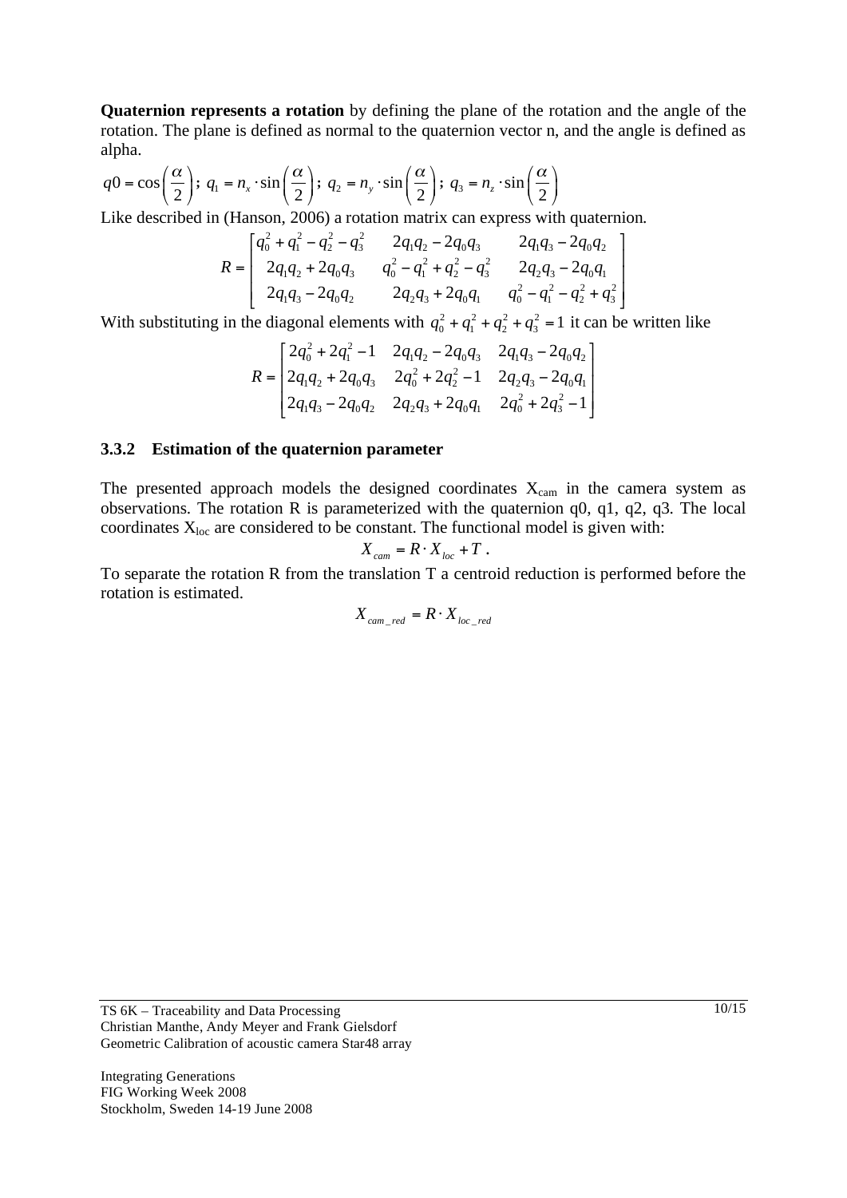**Quaternion represents a rotation** by defining the plane of the rotation and the angle of the rotation. The plane is defined as normal to the quaternion vector n, and the angle is defined as alpha.

$$q0 = \cos\left(\frac{\alpha}{2}\right);\ q_1 = n_x \cdot \sin\left(\frac{\alpha}{2}\right);\ q_2 = n_y \cdot \sin\left(\frac{\alpha}{2}\right);\ q_3 = n_z \cdot \sin\left(\frac{\alpha}{2}\right)$$

Like described in (Hanson, 2006) a rotation matrix can express with quaternion.

$$R = \begin{bmatrix} q_0^2 + q_1^2 - q_2^2 - q_3^2 & 2q_1q_2 - 2q_0q_3 & 2q_1q_3 - 2q_0q_2 \\ 2q_1q_2 + 2q_0q_3 & q_0^2 - q_1^2 + q_2^2 - q_3^2 & 2q_2q_3 - 2q_0q_1 \\ 2q_1q_3 - 2q_0q_2 & 2q_2q_3 + 2q_0q_1 & q_0^2 - q_1^2 - q_2^2 + q_3^2 \end{bmatrix}$$

With substituting in the diagonal elements with $q_0^2 + q_1^2 + q_2^2 + q_3^2 = 1$ it can be written like

$$R = \begin{bmatrix} 2q_0^2 + 2q_1^2 - 1 & 2q_1q_2 - 2q_0q_3 & 2q_1q_3 - 2q_0q_2 \\ 2q_1q_2 + 2q_0q_3 & 2q_0^2 + 2q_2^2 - 1 & 2q_2q_3 - 2q_0q_1 \\ 2q_1q_3 - 2q_0q_2 & 2q_2q_3 + 2q_0q_1 & 2q_0^2 + 2q_3^2 - 1 \end{bmatrix}$$

### 3.3.2 Estimation of the quaternion parameter

The presented approach models the designed coordinates $X_{cam}$ in the camera system as observations. The rotation R is parameterized with the quaternion q0, q1, q2, q3. The local coordinates $X_{loc}$ are considered to be constant. The functional model is given with:

$$X_{cam} = R \cdot X_{loc} + T\ .$$

To separate the rotation R from the translation T a centroid reduction is performed before the rotation is estimated.

$$X_{cam\_red} = R \cdot X_{loc\_red}$$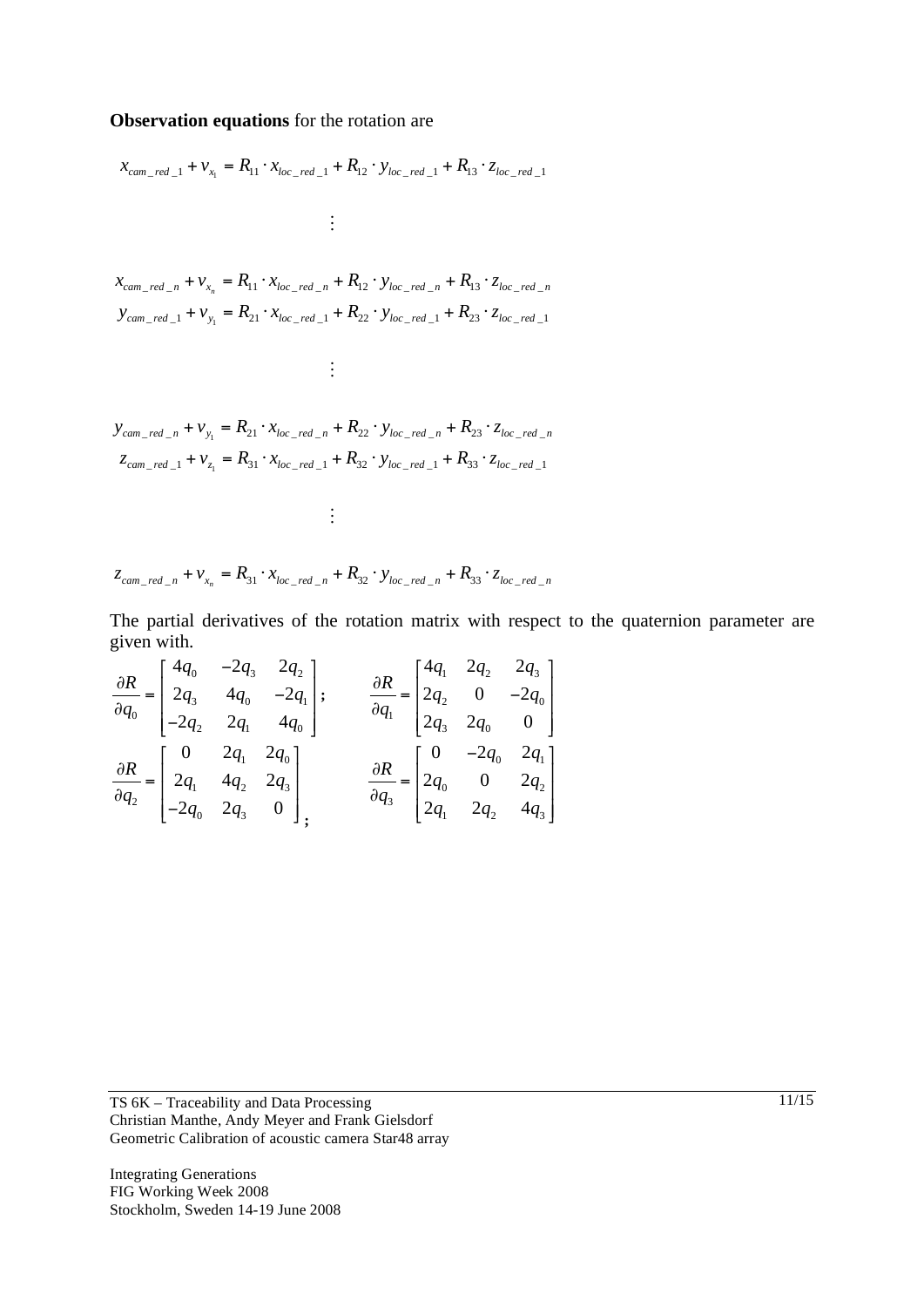**Observation equations** for the rotation are

$$x_{cam\_red\_1} + v_{x_1} = R_{11} \cdot x_{loc\_red\_1} + R_{12} \cdot y_{loc\_red\_1} + R_{13} \cdot z_{loc\_red\_1}$$

$$\vdots$$

$$x_{cam\_red\_n} + v_{x_n} = R_{11} \cdot x_{loc\_red\_n} + R_{12} \cdot y_{loc\_red\_n} + R_{13} \cdot z_{loc\_red\_n}$$

$$y_{cam\_red\_1} + v_{y_1} = R_{21} \cdot x_{loc\_red\_1} + R_{22} \cdot y_{loc\_red\_1} + R_{23} \cdot z_{loc\_red\_1}$$

$$\vdots$$

$$y_{cam\_red\_n} + v_{y_1} = R_{21} \cdot x_{loc\_red\_n} + R_{22} \cdot y_{loc\_red\_n} + R_{23} \cdot z_{loc\_red\_n}$$

$$z_{cam\_red\_1} + v_{z_1} = R_{31} \cdot x_{loc\_red\_1} + R_{32} \cdot y_{loc\_red\_1} + R_{33} \cdot z_{loc\_red\_1}$$

$$\vdots$$

$$z_{cam\_red\_n} + v_{x_n} = R_{31} \cdot x_{loc\_red\_n} + R_{32} \cdot y_{loc\_red\_n} + R_{33} \cdot z_{loc\_red\_n}$$

The partial derivatives of the rotation matrix with respect to the quaternion parameter are given with.

$$\frac{\partial R}{\partial q_0} = \begin{bmatrix} 4q_0 & -2q_3 & 2q_2 \\ 2q_3 & 4q_0 & -2q_1 \\ -2q_2 & 2q_1 & 4q_0 \end{bmatrix}; \qquad \frac{\partial R}{\partial q_1} = \begin{bmatrix} 4q_1 & 2q_2 & 2q_3 \\ 2q_2 & 0 & -2q_0 \\ 2q_3 & 2q_0 & 0 \end{bmatrix}$$

$$\frac{\partial R}{\partial q_2} = \begin{bmatrix} 0 & 2q_1 & 2q_0 \\ 2q_1 & 4q_2 & 2q_3 \\ -2q_0 & 2q_3 & 0 \end{bmatrix}; \qquad \frac{\partial R}{\partial q_3} = \begin{bmatrix} 0 & -2q_0 & 2q_1 \\ 2q_0 & 0 & 2q_2 \\ 2q_1 & 2q_2 & 4q_3 \end{bmatrix}$$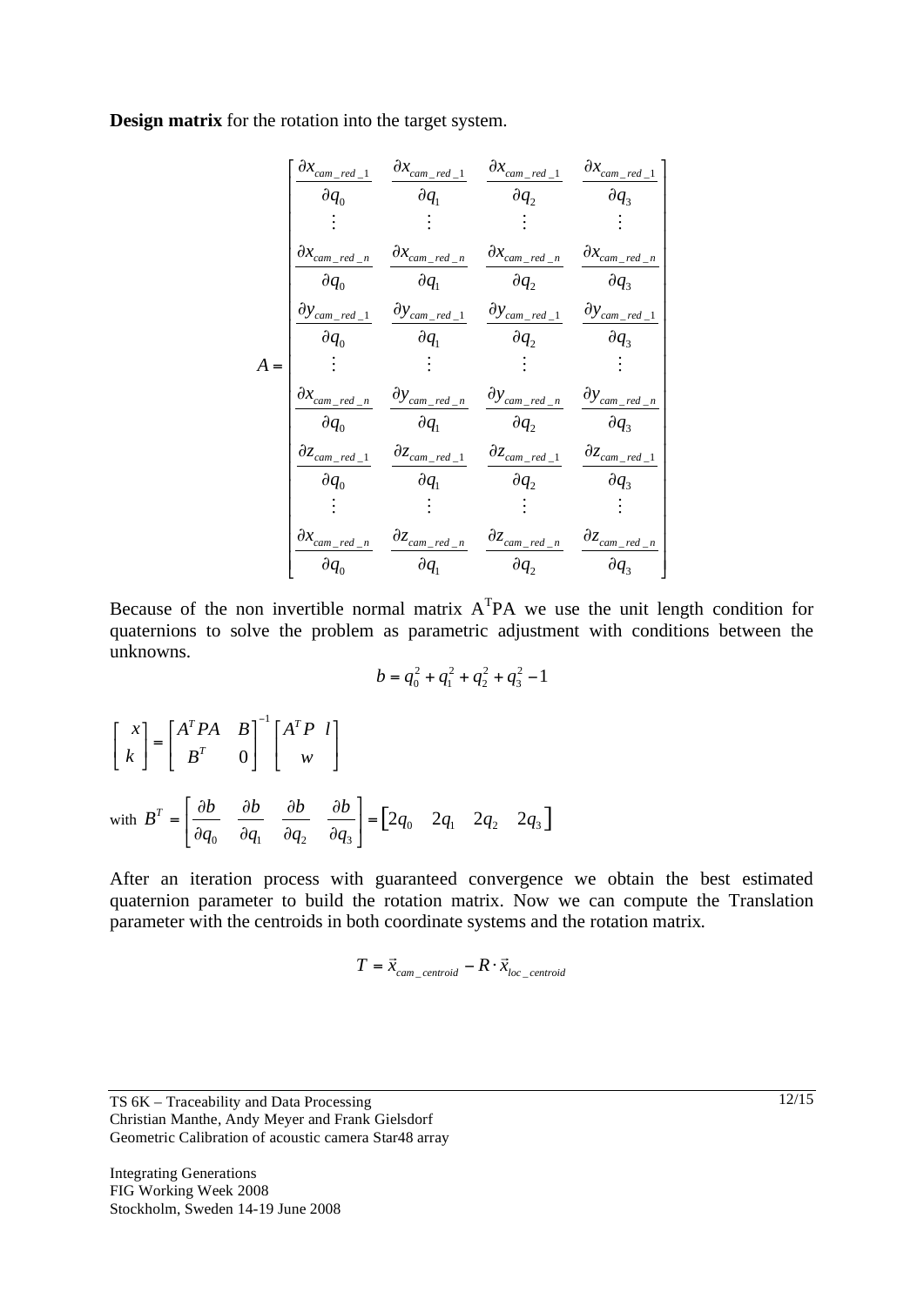**Design matrix** for the rotation into the target system.

$$
A = \begin{bmatrix}
\frac{\partial x_{cam\_red\_1}}{\partial q_0} & \frac{\partial x_{cam\_red\_1}}{\partial q_1} & \frac{\partial x_{cam\_red\_1}}{\partial q_2} & \frac{\partial x_{cam\_red\_1}}{\partial q_3} \\
\vdots & \vdots & \vdots & \vdots \\
\frac{\partial x_{cam\_red\_n}}{\partial q_0} & \frac{\partial x_{cam\_red\_n}}{\partial q_1} & \frac{\partial x_{cam\_red\_n}}{\partial q_2} & \frac{\partial x_{cam\_red\_n}}{\partial q_3} \\
\frac{\partial y_{cam\_red\_1}}{\partial q_0} & \frac{\partial y_{cam\_red\_1}}{\partial q_1} & \frac{\partial y_{cam\_red\_1}}{\partial q_2} & \frac{\partial y_{cam\_red\_1}}{\partial q_3} \\
\vdots & \vdots & \vdots & \vdots \\
\frac{\partial x_{cam\_red\_n}}{\partial q_0} & \frac{\partial y_{cam\_red\_n}}{\partial q_1} & \frac{\partial y_{cam\_red\_n}}{\partial q_2} & \frac{\partial y_{cam\_red\_n}}{\partial q_3} \\
\frac{\partial z_{cam\_red\_1}}{\partial q_0} & \frac{\partial z_{cam\_red\_1}}{\partial q_1} & \frac{\partial z_{cam\_red\_1}}{\partial q_2} & \frac{\partial z_{cam\_red\_1}}{\partial q_3} \\
\vdots & \vdots & \vdots & \vdots \\
\frac{\partial x_{cam\_red\_n}}{\partial q_0} & \frac{\partial z_{cam\_red\_n}}{\partial q_1} & \frac{\partial z_{cam\_red\_n}}{\partial q_2} & \frac{\partial z_{cam\_red\_n}}{\partial q_3}
\end{bmatrix}
$$

Because of the non invertible normal matrix $A^TPA$ we use the unit length condition for quaternions to solve the problem as parametric adjustment with conditions between the unknowns.

$$
b = q_0^2 + q_1^2 + q_2^2 + q_3^2 - 1
$$

$$
\begin{bmatrix} x \\ k \end{bmatrix} = \begin{bmatrix} A^TPA & B \\ B^T & 0 \end{bmatrix}^{-1} \begin{bmatrix} A^TP\ l \\ w \end{bmatrix}
$$

with $B^T = \begin{bmatrix} \frac{\partial b}{\partial q_0} & \frac{\partial b}{\partial q_1} & \frac{\partial b}{\partial q_2} & \frac{\partial b}{\partial q_3} \end{bmatrix} = \begin{bmatrix} 2q_0 & 2q_1 & 2q_2 & 2q_3 \end{bmatrix}$

After an iteration process with guaranteed convergence we obtain the best estimated quaternion parameter to build the rotation matrix. Now we can compute the Translation parameter with the centroids in both coordinate systems and the rotation matrix.

$$
T = \vec{x}_{cam\_centroid} - R \cdot \vec{x}_{loc\_centroid}
$$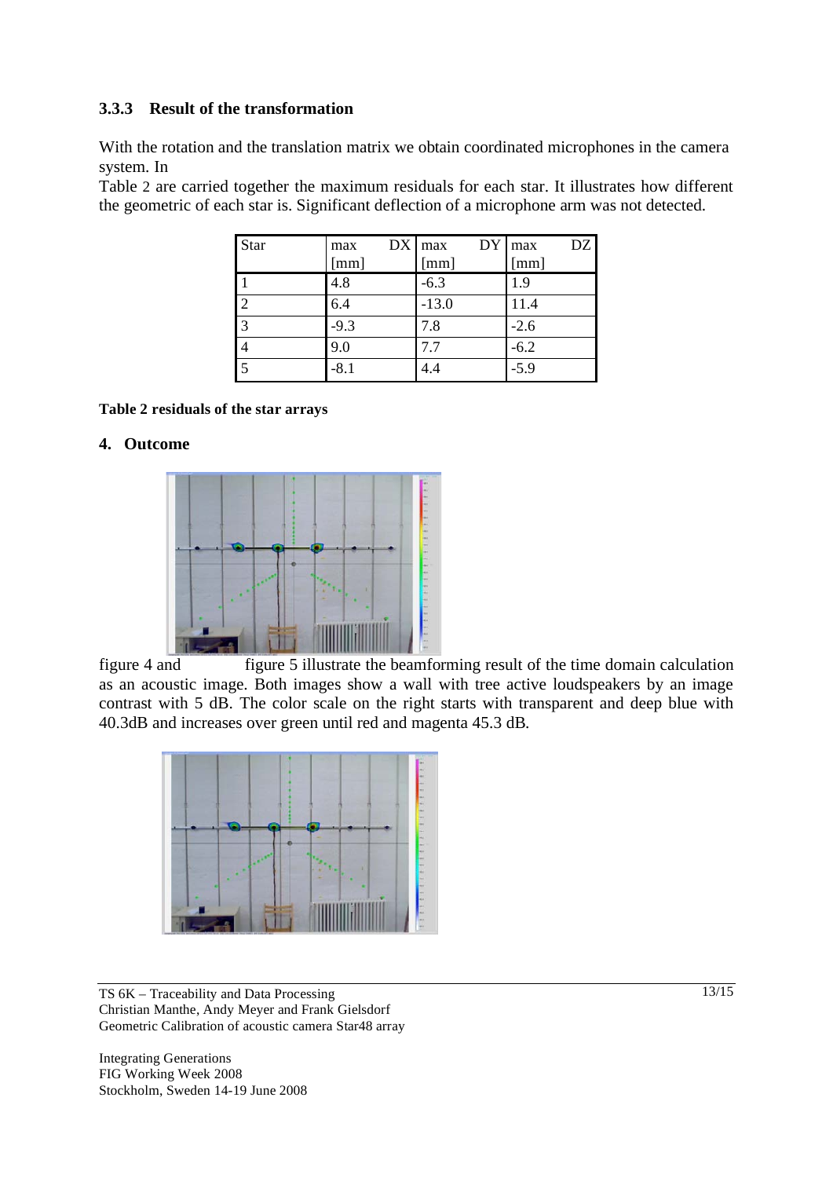### 3.3.3 Result of the transformation

With the rotation and the translation matrix we obtain coordinated microphones in the camera system. In
Table 2 are carried together the maximum residuals for each star. It illustrates how different the geometric of each star is. Significant deflection of a microphone arm was not detected.

| Star | max DX [mm] | max DY [mm] | max DZ [mm] |
|---|---|---|---|
| 1 | 4.8 | -6.3 | 1.9 |
| 2 | 6.4 | -13.0 | 11.4 |
| 3 | -9.3 | 7.8 | -2.6 |
| 4 | 9.0 | 7.7 | -6.2 |
| 5 | -8.1 | 4.4 | -5.9 |

**Table 2 residuals of the star arrays**

## 4. Outcome

figure 4 and figure 5 illustrate the beamforming result of the time domain calculation as an acoustic image. Both images show a wall with tree active loudspeakers by an image contrast with 5 dB. The color scale on the right starts with transparent and deep blue with 40.3dB and increases over green until red and magenta 45.3 dB.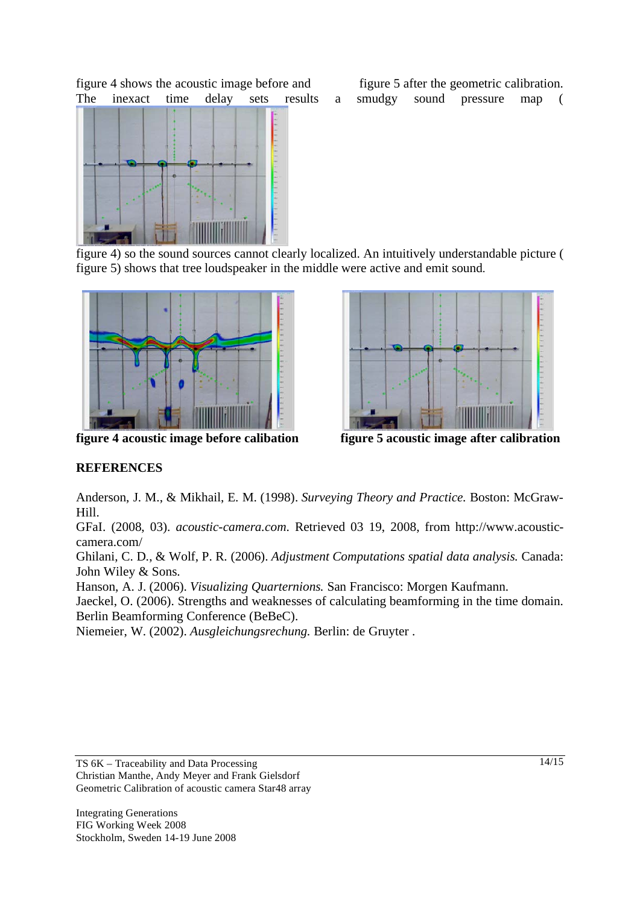figure 4 shows the acoustic image before and figure 5 after the geometric calibration. The inexact time delay sets results a smudgy sound pressure map ( figure 4) so the sound sources cannot clearly localized. An intuitively understandable picture ( figure 5) shows that tree loudspeaker in the middle were active and emit sound.

**figure 4 acoustic image before calibation** **figure 5 acoustic image after calibration**

## REFERENCES

Anderson, J. M., & Mikhail, E. M. (1998). *Surveying Theory and Practice.* Boston: McGraw-Hill.

GFaI. (2008, 03). *acoustic-camera.com.* Retrieved 03 19, 2008, from http://www.acoustic-camera.com/

Ghilani, C. D., & Wolf, P. R. (2006). *Adjustment Computations spatial data analysis.* Canada: John Wiley & Sons.

Hanson, A. J. (2006). *Visualizing Quarternions.* San Francisco: Morgen Kaufmann.

Jaeckel, O. (2006). Strengths and weaknesses of calculating beamforming in the time domain. Berlin Beamforming Conference (BeBeC).

Niemeier, W. (2002). *Ausgleichungsrechung.* Berlin: de Gruyter .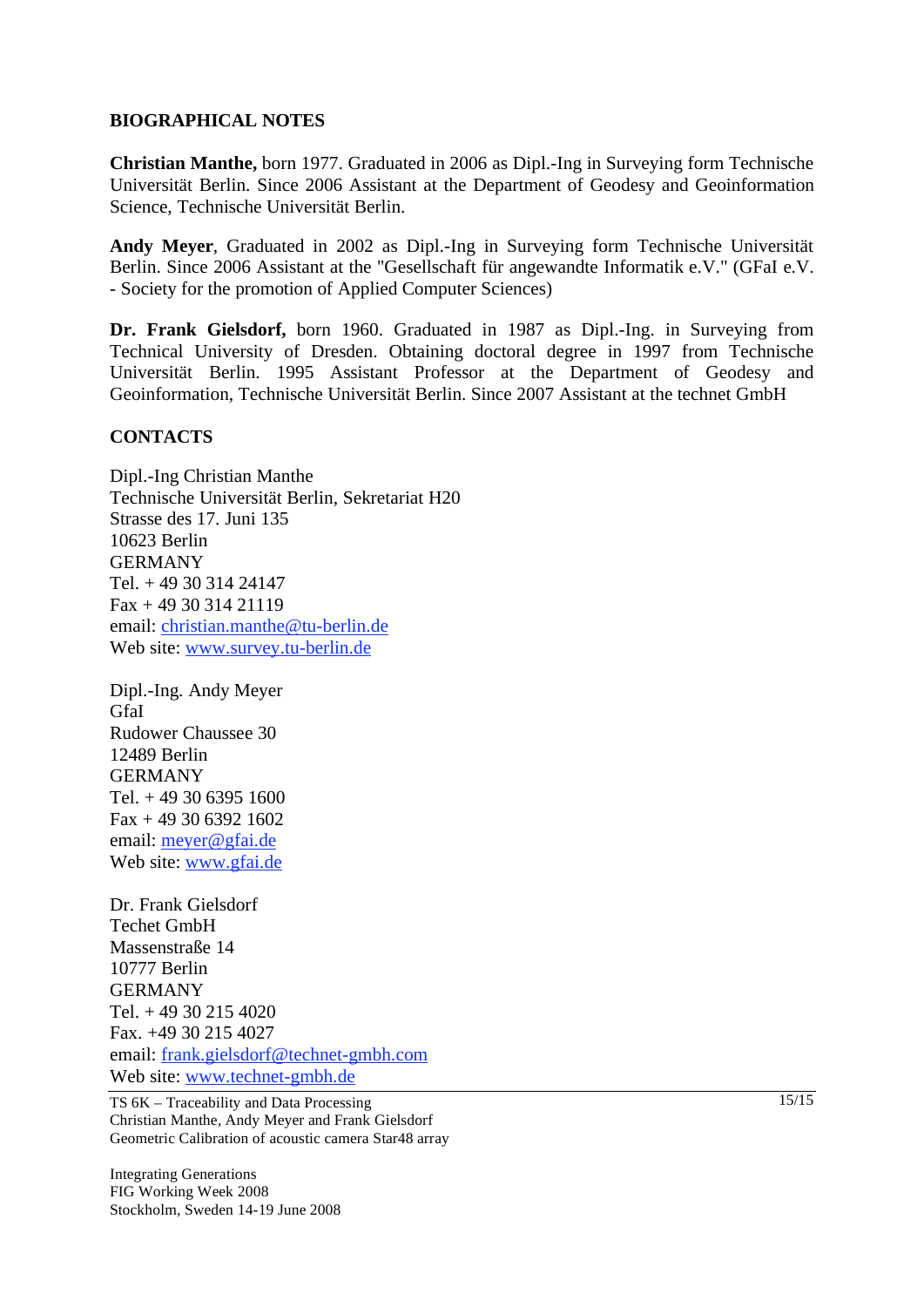## BIOGRAPHICAL NOTES

**Christian Manthe,** born 1977. Graduated in 2006 as Dipl.-Ing in Surveying form Technische Universität Berlin. Since 2006 Assistant at the Department of Geodesy and Geoinformation Science, Technische Universität Berlin.

**Andy Meyer**, Graduated in 2002 as Dipl.-Ing in Surveying form Technische Universität Berlin. Since 2006 Assistant at the "Gesellschaft für angewandte Informatik e.V." (GFaI e.V. - Society for the promotion of Applied Computer Sciences)

**Dr. Frank Gielsdorf,** born 1960. Graduated in 1987 as Dipl.-Ing. in Surveying from Technical University of Dresden. Obtaining doctoral degree in 1997 from Technische Universität Berlin. 1995 Assistant Professor at the Department of Geodesy and Geoinformation, Technische Universität Berlin. Since 2007 Assistant at the technet GmbH

## CONTACTS

Dipl.-Ing Christian Manthe
Technische Universität Berlin, Sekretariat H20
Strasse des 17. Juni 135
10623 Berlin
GERMANY
Tel. + 49 30 314 24147
Fax + 49 30 314 21119
email: christian.manthe@tu-berlin.de
Web site: www.survey.tu-berlin.de

Dipl.-Ing. Andy Meyer
GfaI
Rudower Chaussee 30
12489 Berlin
GERMANY
Tel. + 49 30 6395 1600
Fax + 49 30 6392 1602
email: meyer@gfai.de
Web site: www.gfai.de

Dr. Frank Gielsdorf
Techet GmbH
Massenstraße 14
10777 Berlin
GERMANY
Tel. + 49 30 215 4020
Fax. +49 30 215 4027
email: frank.gielsdorf@technet-gmbh.com
Web site: www.technet-gmbh.de